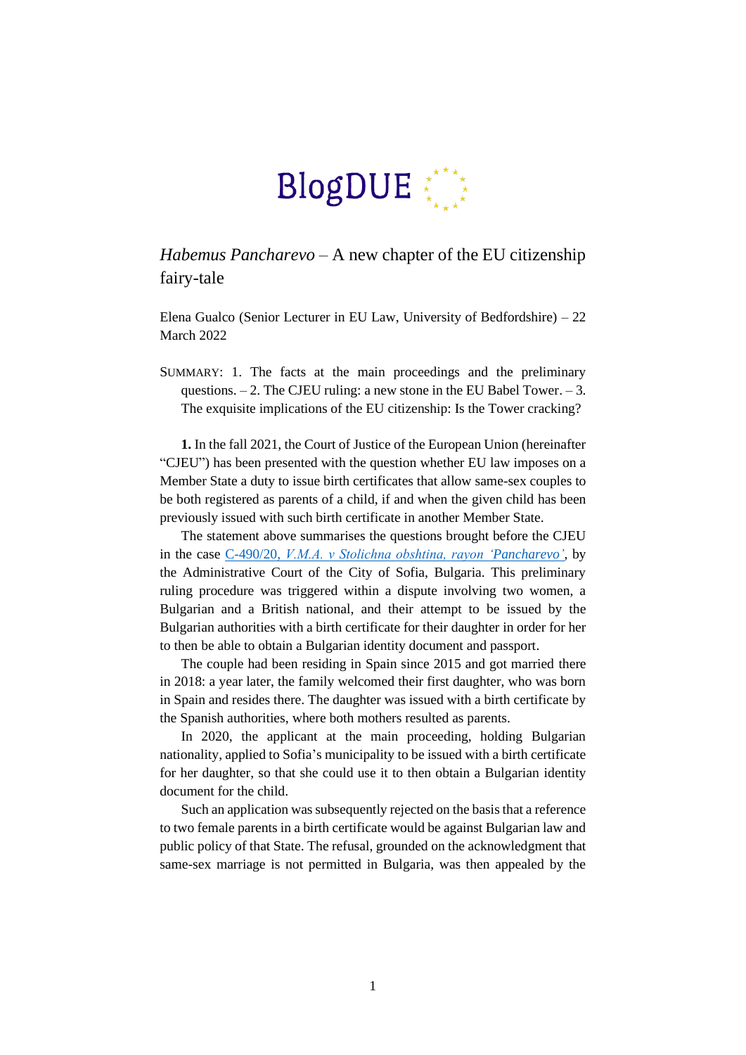BlogDUE

# *Habemus Pancharevo* – A new chapter of the EU citizenship fairy-tale

Elena Gualco (Senior Lecturer in EU Law, University of Bedfordshire) – 22 March 2022

SUMMARY: 1. The facts at the main proceedings and the preliminary questions. – 2. The CJEU ruling: a new stone in the EU Babel Tower. – 3. The exquisite implications of the EU citizenship: Is the Tower cracking?

**1.** In the fall 2021, the Court of Justice of the European Union (hereinafter "CJEU") has been presented with the question whether EU law imposes on a Member State a duty to issue birth certificates that allow same-sex couples to be both registered as parents of a child, if and when the given child has been previously issued with such birth certificate in another Member State.

The statement above summarises the questions brought before the CJEU in the case C-490/20, *V.M.A. v Stolichna obshtina, rayon 'Pancharevo'*, by the Administrative Court of the City of Sofia, Bulgaria. This preliminary ruling procedure was triggered within a dispute involving two women, a Bulgarian and a British national, and their attempt to be issued by the Bulgarian authorities with a birth certificate for their daughter in order for her to then be able to obtain a Bulgarian identity document and passport.

The couple had been residing in Spain since 2015 and got married there in 2018: a year later, the family welcomed their first daughter, who was born in Spain and resides there. The daughter was issued with a birth certificate by the Spanish authorities, where both mothers resulted as parents.

In 2020, the applicant at the main proceeding, holding Bulgarian nationality, applied to Sofia's municipality to be issued with a birth certificate for her daughter, so that she could use it to then obtain a Bulgarian identity document for the child.

Such an application was subsequently rejected on the basis that a reference to two female parents in a birth certificate would be against Bulgarian law and public policy of that State. The refusal, grounded on the acknowledgment that same-sex marriage is not permitted in Bulgaria, was then appealed by the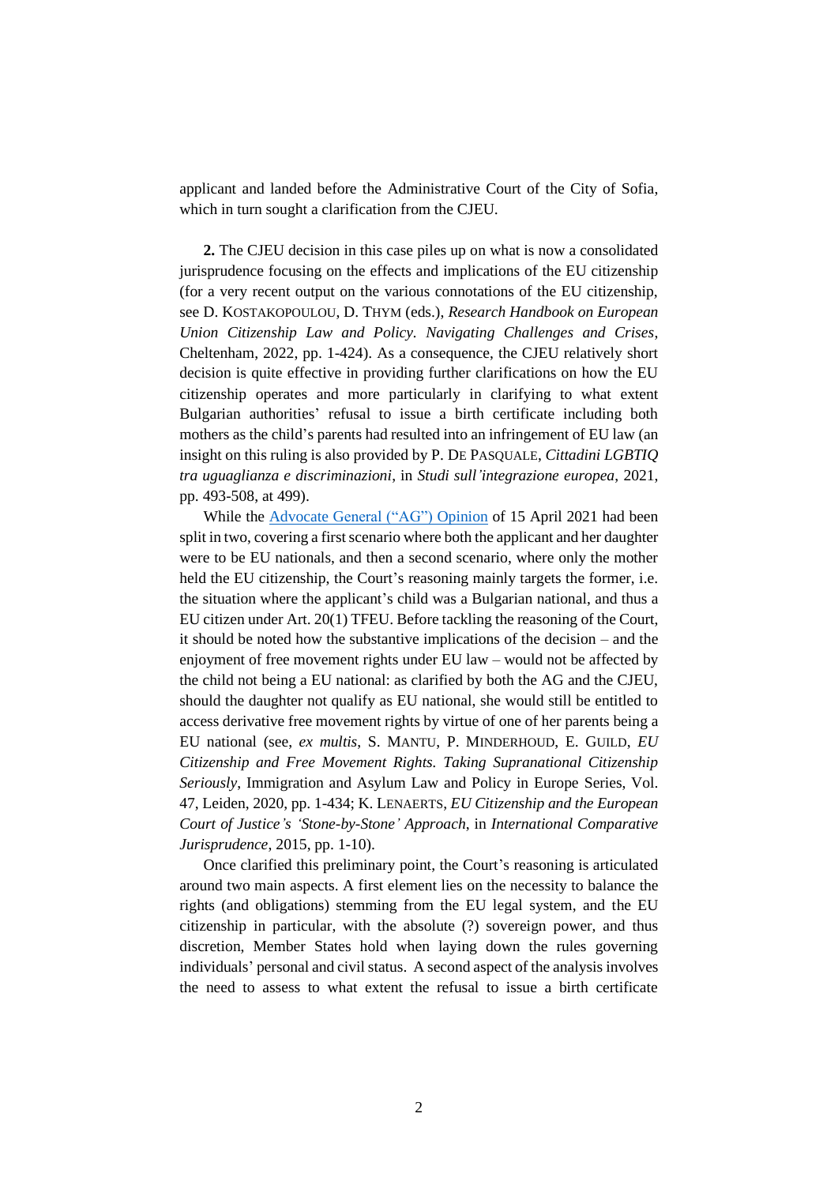applicant and landed before the Administrative Court of the City of Sofia, which in turn sought a clarification from the CJEU.

**2.** The CJEU decision in this case piles up on what is now a consolidated jurisprudence focusing on the effects and implications of the EU citizenship (for a very recent output on the various connotations of the EU citizenship, see D. KOSTAKOPOULOU, D. THYM (eds.), *Research Handbook on European Union Citizenship Law and Policy. Navigating Challenges and Crises*, Cheltenham, 2022, pp. 1-424). As a consequence, the CJEU relatively short decision is quite effective in providing further clarifications on how the EU citizenship operates and more particularly in clarifying to what extent Bulgarian authorities' refusal to issue a birth certificate including both mothers as the child's parents had resulted into an infringement of EU law (an insight on this ruling is also provided by P. DE PASQUALE, *Cittadini LGBTIQ tra uguaglianza e discriminazioni*, in *Studi sull'integrazione europea*, 2021, pp. 493-508, at 499).

While the Advocate General ("AG") Opinion of 15 April 2021 had been split in two, covering a first scenario where both the applicant and her daughter were to be EU nationals, and then a second scenario, where only the mother held the EU citizenship, the Court's reasoning mainly targets the former, i.e. the situation where the applicant's child was a Bulgarian national, and thus a EU citizen under Art. 20(1) TFEU. Before tackling the reasoning of the Court, it should be noted how the substantive implications of the decision – and the enjoyment of free movement rights under EU law – would not be affected by the child not being a EU national: as clarified by both the AG and the CJEU, should the daughter not qualify as EU national, she would still be entitled to access derivative free movement rights by virtue of one of her parents being a EU national (see, *ex multis*, S. MANTU, P. MINDERHOUD, E. GUILD, *EU Citizenship and Free Movement Rights. Taking Supranational Citizenship Seriously*, Immigration and Asylum Law and Policy in Europe Series, Vol. 47, Leiden, 2020, pp. 1-434; K. LENAERTS, *EU Citizenship and the European Court of Justice's 'Stone-by-Stone' Approach*, in *International Comparative Jurisprudence*, 2015, pp. 1-10).

Once clarified this preliminary point, the Court's reasoning is articulated around two main aspects. A first element lies on the necessity to balance the rights (and obligations) stemming from the EU legal system, and the EU citizenship in particular, with the absolute (?) sovereign power, and thus discretion, Member States hold when laying down the rules governing individuals' personal and civil status. A second aspect of the analysis involves the need to assess to what extent the refusal to issue a birth certificate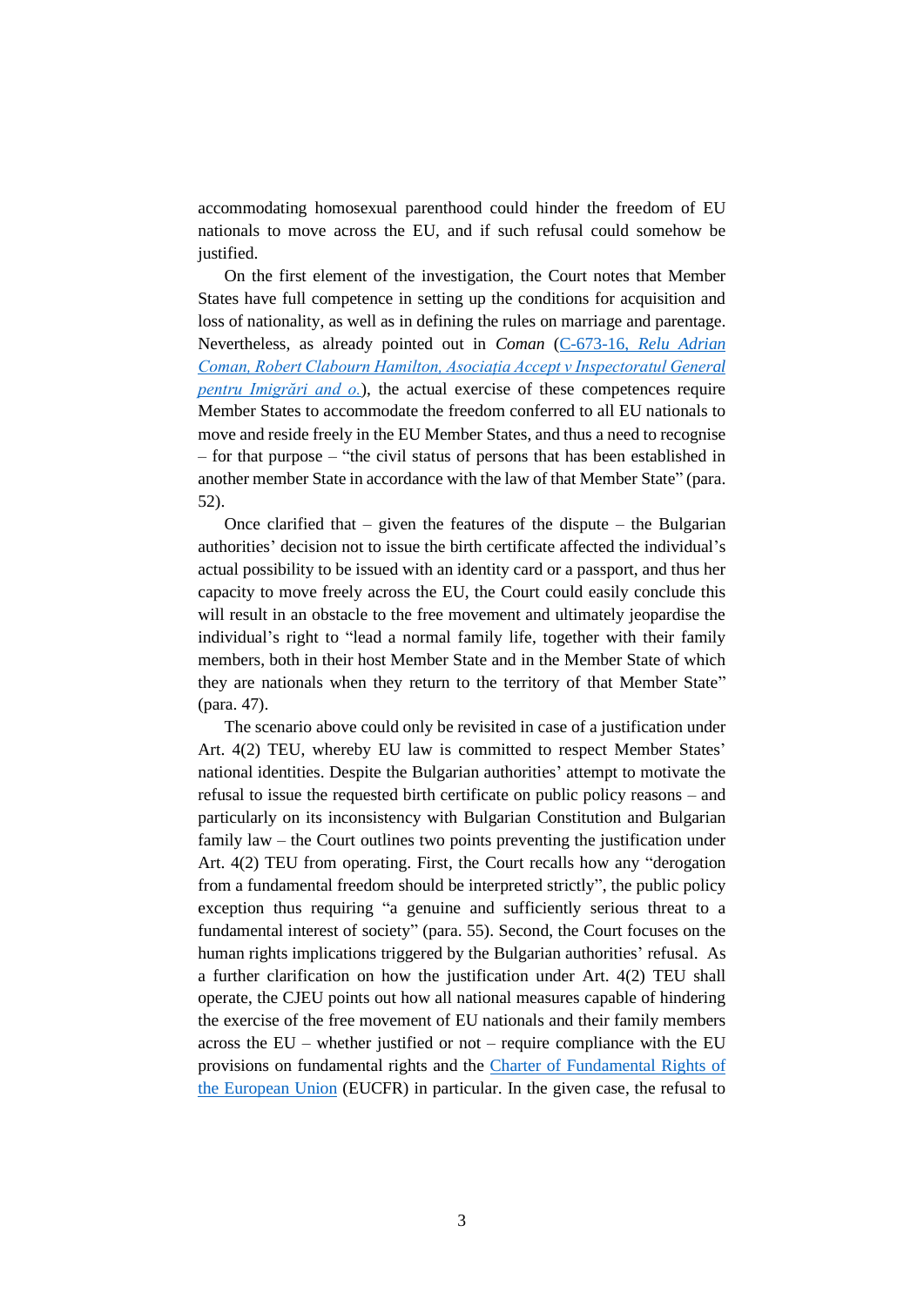accommodating homosexual parenthood could hinder the freedom of EU nationals to move across the EU, and if such refusal could somehow be justified.

On the first element of the investigation, the Court notes that Member States have full competence in setting up the conditions for acquisition and loss of nationality, as well as in defining the rules on marriage and parentage. Nevertheless, as already pointed out in *Coman* ([C-673-16, *Relu Adrian Coman, Robert Clabourn Hamilton, Asociația Accept v Inspectoratul General pentru Imigrări and o.*]()), the actual exercise of these competences require Member States to accommodate the freedom conferred to all EU nationals to move and reside freely in the EU Member States, and thus a need to recognise – for that purpose – "the civil status of persons that has been established in another member State in accordance with the law of that Member State" (para. 52).

Once clarified that – given the features of the dispute – the Bulgarian authorities' decision not to issue the birth certificate affected the individual's actual possibility to be issued with an identity card or a passport, and thus her capacity to move freely across the EU, the Court could easily conclude this will result in an obstacle to the free movement and ultimately jeopardise the individual's right to "lead a normal family life, together with their family members, both in their host Member State and in the Member State of which they are nationals when they return to the territory of that Member State" (para. 47).

The scenario above could only be revisited in case of a justification under Art. 4(2) TEU, whereby EU law is committed to respect Member States' national identities. Despite the Bulgarian authorities' attempt to motivate the refusal to issue the requested birth certificate on public policy reasons – and particularly on its inconsistency with Bulgarian Constitution and Bulgarian family law – the Court outlines two points preventing the justification under Art. 4(2) TEU from operating. First, the Court recalls how any "derogation from a fundamental freedom should be interpreted strictly", the public policy exception thus requiring "a genuine and sufficiently serious threat to a fundamental interest of society" (para. 55). Second, the Court focuses on the human rights implications triggered by the Bulgarian authorities' refusal. As a further clarification on how the justification under Art. 4(2) TEU shall operate, the CJEU points out how all national measures capable of hindering the exercise of the free movement of EU nationals and their family members across the EU – whether justified or not – require compliance with the EU provisions on fundamental rights and the [Charter of Fundamental Rights of the European Union]() (EUCFR) in particular. In the given case, the refusal to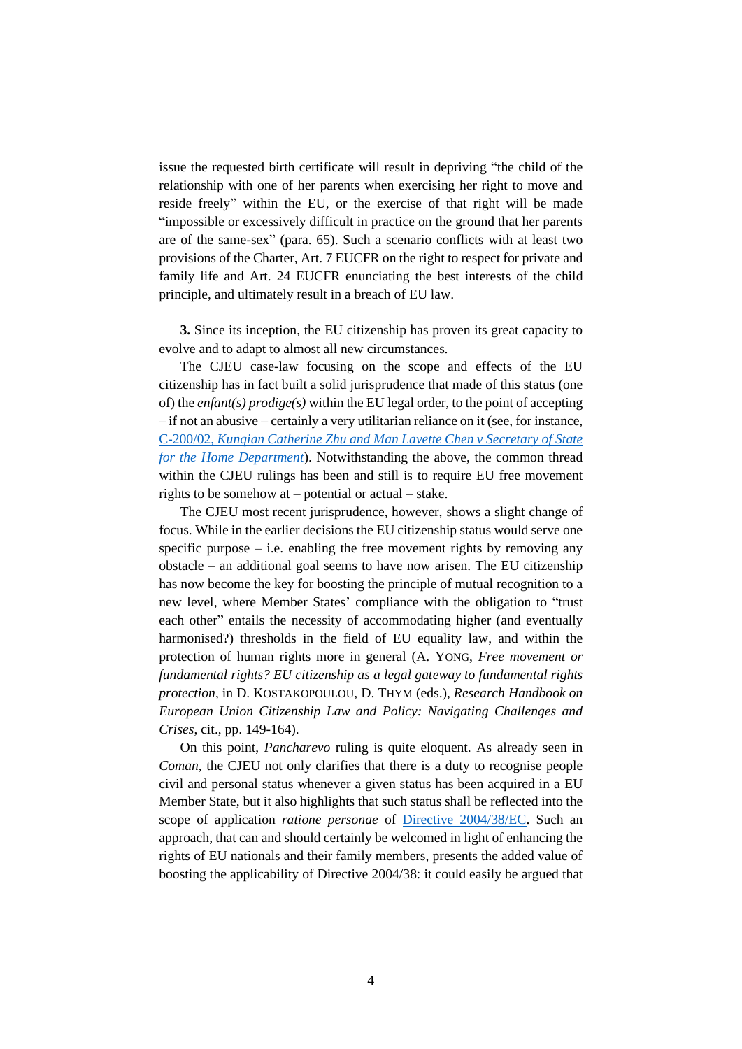issue the requested birth certificate will result in depriving "the child of the relationship with one of her parents when exercising her right to move and reside freely" within the EU, or the exercise of that right will be made "impossible or excessively difficult in practice on the ground that her parents are of the same-sex" (para. 65). Such a scenario conflicts with at least two provisions of the Charter, Art. 7 EUCFR on the right to respect for private and family life and Art. 24 EUCFR enunciating the best interests of the child principle, and ultimately result in a breach of EU law.

**3.** Since its inception, the EU citizenship has proven its great capacity to evolve and to adapt to almost all new circumstances.

The CJEU case-law focusing on the scope and effects of the EU citizenship has in fact built a solid jurisprudence that made of this status (one of) the *enfant(s) prodige(s)* within the EU legal order, to the point of accepting – if not an abusive – certainly a very utilitarian reliance on it (see, for instance, C-200/02, *Kunqian Catherine Zhu and Man Lavette Chen v Secretary of State for the Home Department*). Notwithstanding the above, the common thread within the CJEU rulings has been and still is to require EU free movement rights to be somehow at – potential or actual – stake.

The CJEU most recent jurisprudence, however, shows a slight change of focus. While in the earlier decisions the EU citizenship status would serve one specific purpose – i.e. enabling the free movement rights by removing any obstacle – an additional goal seems to have now arisen. The EU citizenship has now become the key for boosting the principle of mutual recognition to a new level, where Member States' compliance with the obligation to "trust each other" entails the necessity of accommodating higher (and eventually harmonised?) thresholds in the field of EU equality law, and within the protection of human rights more in general (A. YONG, *Free movement or fundamental rights? EU citizenship as a legal gateway to fundamental rights protection*, in D. KOSTAKOPOULOU, D. THYM (eds.), *Research Handbook on European Union Citizenship Law and Policy: Navigating Challenges and Crises*, cit., pp. 149-164).

On this point, *Pancharevo* ruling is quite eloquent. As already seen in *Coman*, the CJEU not only clarifies that there is a duty to recognise people civil and personal status whenever a given status has been acquired in a EU Member State, but it also highlights that such status shall be reflected into the scope of application *ratione personae* of Directive 2004/38/EC. Such an approach, that can and should certainly be welcomed in light of enhancing the rights of EU nationals and their family members, presents the added value of boosting the applicability of Directive 2004/38: it could easily be argued that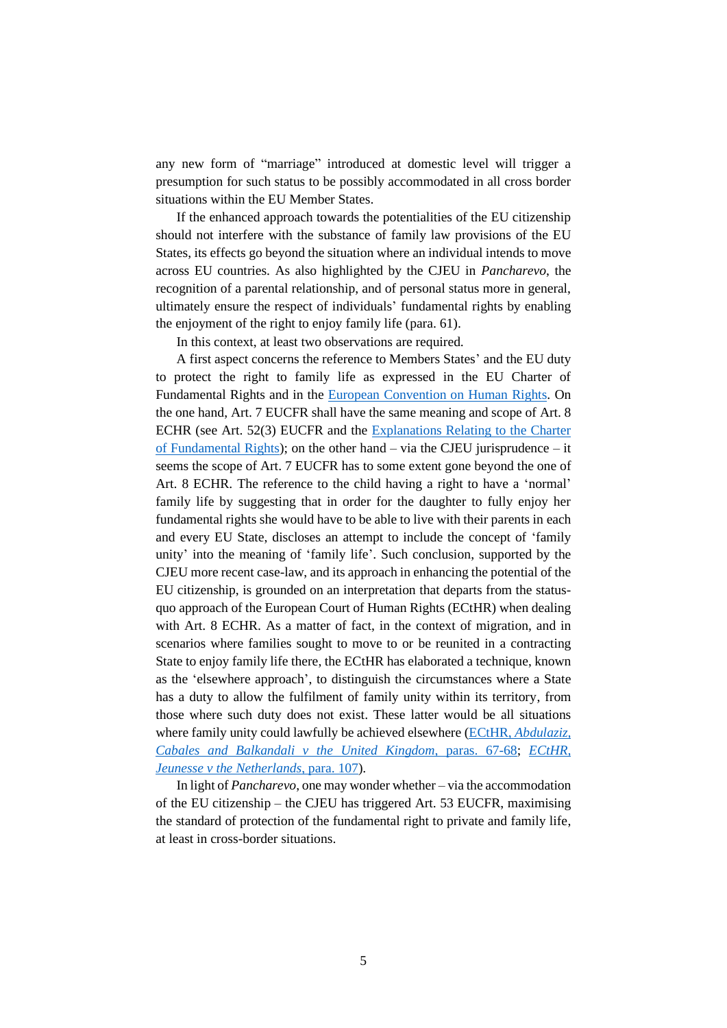any new form of "marriage" introduced at domestic level will trigger a presumption for such status to be possibly accommodated in all cross border situations within the EU Member States.

If the enhanced approach towards the potentialities of the EU citizenship should not interfere with the substance of family law provisions of the EU States, its effects go beyond the situation where an individual intends to move across EU countries. As also highlighted by the CJEU in *Pancharevo*, the recognition of a parental relationship, and of personal status more in general, ultimately ensure the respect of individuals' fundamental rights by enabling the enjoyment of the right to enjoy family life (para. 61).

In this context, at least two observations are required.

A first aspect concerns the reference to Members States' and the EU duty to protect the right to family life as expressed in the EU Charter of Fundamental Rights and in the European Convention on Human Rights. On the one hand, Art. 7 EUCFR shall have the same meaning and scope of Art. 8 ECHR (see Art. 52(3) EUCFR and the Explanations Relating to the Charter of Fundamental Rights); on the other hand – via the CJEU jurisprudence – it seems the scope of Art. 7 EUCFR has to some extent gone beyond the one of Art. 8 ECHR. The reference to the child having a right to have a 'normal' family life by suggesting that in order for the daughter to fully enjoy her fundamental rights she would have to be able to live with their parents in each and every EU State, discloses an attempt to include the concept of 'family unity' into the meaning of 'family life'. Such conclusion, supported by the CJEU more recent case-law, and its approach in enhancing the potential of the EU citizenship, is grounded on an interpretation that departs from the status-quo approach of the European Court of Human Rights (ECtHR) when dealing with Art. 8 ECHR. As a matter of fact, in the context of migration, and in scenarios where families sought to move to or be reunited in a contracting State to enjoy family life there, the ECtHR has elaborated a technique, known as the 'elsewhere approach', to distinguish the circumstances where a State has a duty to allow the fulfilment of family unity within its territory, from those where such duty does not exist. These latter would be all situations where family unity could lawfully be achieved elsewhere (ECtHR, *Abdulaziz, Cabales and Balkandali v the United Kingdom*, paras. 67-68; ECtHR, *Jeunesse v the Netherlands*, para. 107).

In light of *Pancharevo*, one may wonder whether – via the accommodation of the EU citizenship – the CJEU has triggered Art. 53 EUCFR, maximising the standard of protection of the fundamental right to private and family life, at least in cross-border situations.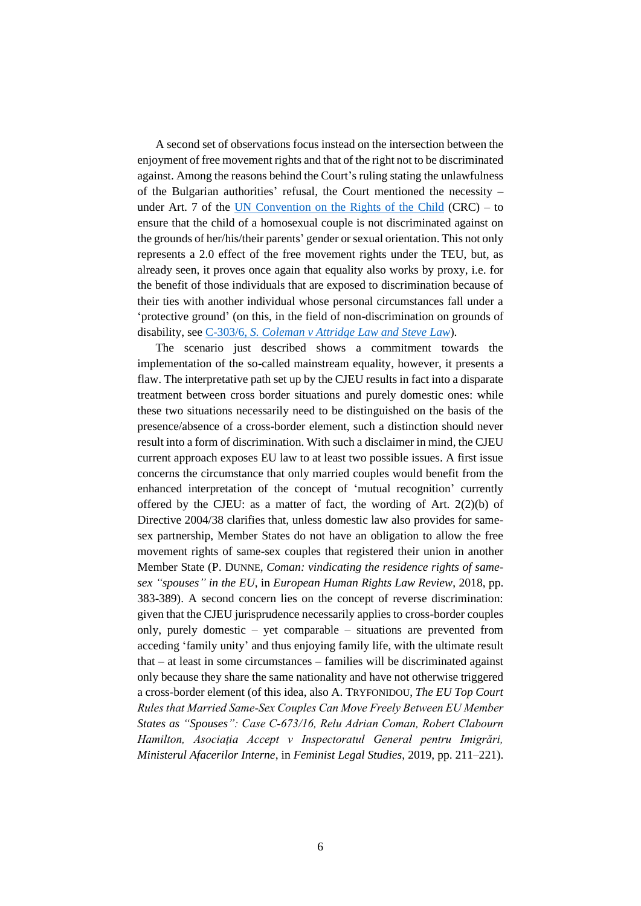A second set of observations focus instead on the intersection between the enjoyment of free movement rights and that of the right not to be discriminated against. Among the reasons behind the Court's ruling stating the unlawfulness of the Bulgarian authorities' refusal, the Court mentioned the necessity – under Art. 7 of the [UN Convention on the Rights of the Child] (CRC) – to ensure that the child of a homosexual couple is not discriminated against on the grounds of her/his/their parents' gender or sexual orientation. This not only represents a 2.0 effect of the free movement rights under the TEU, but, as already seen, it proves once again that equality also works by proxy, i.e. for the benefit of those individuals that are exposed to discrimination because of their ties with another individual whose personal circumstances fall under a 'protective ground' (on this, in the field of non-discrimination on grounds of disability, see [C-303/6, *S. Coleman v Attridge Law and Steve Law*]).

The scenario just described shows a commitment towards the implementation of the so-called mainstream equality, however, it presents a flaw. The interpretative path set up by the CJEU results in fact into a disparate treatment between cross border situations and purely domestic ones: while these two situations necessarily need to be distinguished on the basis of the presence/absence of a cross-border element, such a distinction should never result into a form of discrimination. With such a disclaimer in mind, the CJEU current approach exposes EU law to at least two possible issues. A first issue concerns the circumstance that only married couples would benefit from the enhanced interpretation of the concept of 'mutual recognition' currently offered by the CJEU: as a matter of fact, the wording of Art. 2(2)(b) of Directive 2004/38 clarifies that, unless domestic law also provides for same-sex partnership, Member States do not have an obligation to allow the free movement rights of same-sex couples that registered their union in another Member State (P. DUNNE, *Coman: vindicating the residence rights of same-sex "spouses" in the EU*, in *European Human Rights Law Review*, 2018, pp. 383-389). A second concern lies on the concept of reverse discrimination: given that the CJEU jurisprudence necessarily applies to cross-border couples only, purely domestic – yet comparable – situations are prevented from acceding 'family unity' and thus enjoying family life, with the ultimate result that – at least in some circumstances – families will be discriminated against only because they share the same nationality and have not otherwise triggered a cross-border element (of this idea, also A. TRYFONIDOU, *The EU Top Court Rules that Married Same-Sex Couples Can Move Freely Between EU Member States as "Spouses": Case C-673/16, Relu Adrian Coman, Robert Clabourn Hamilton, Asociația Accept v Inspectoratul General pentru Imigrări, Ministerul Afacerilor Interne*, in *Feminist Legal Studies*, 2019, pp. 211–221).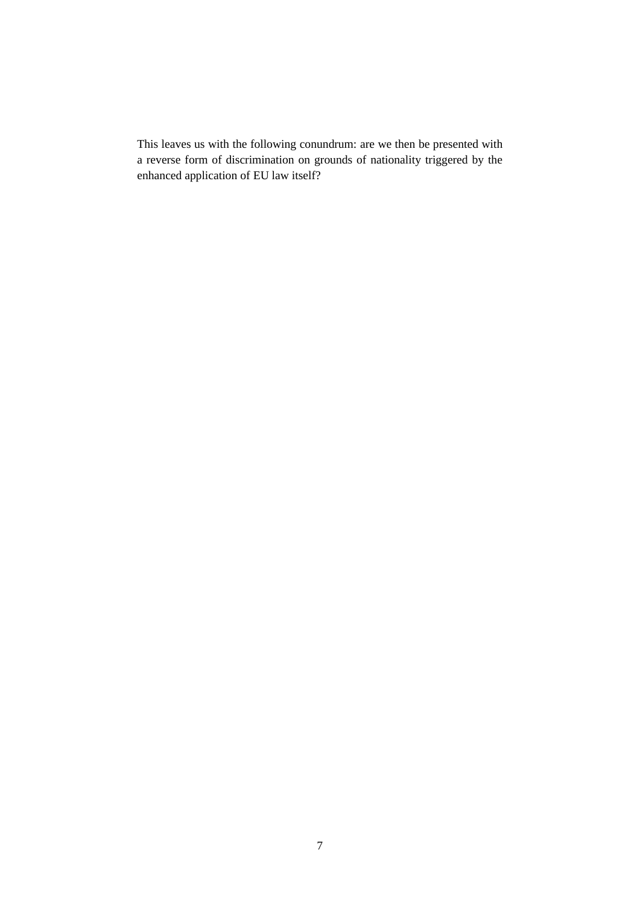This leaves us with the following conundrum: are we then be presented with a reverse form of discrimination on grounds of nationality triggered by the enhanced application of EU law itself?